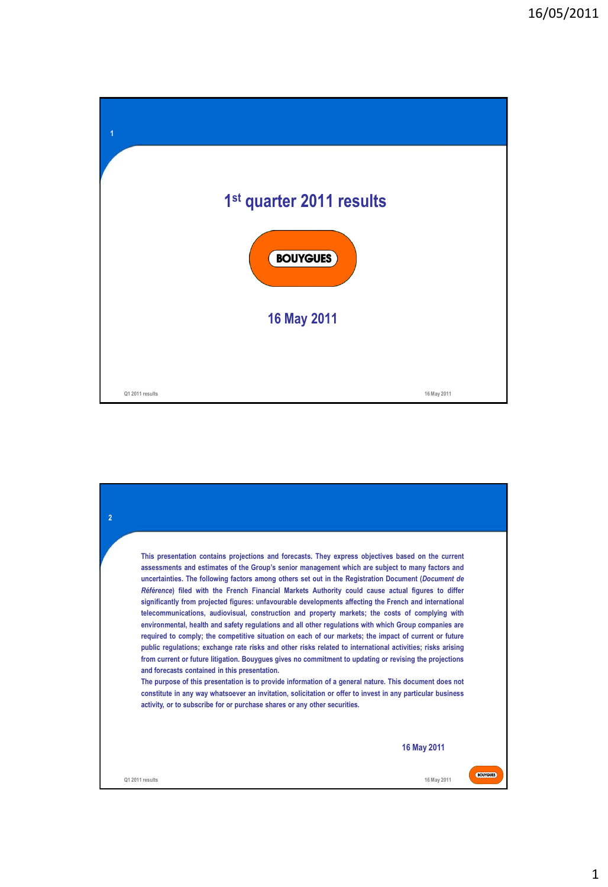# 1[st] quarter 2011 results

BOUYGUES

16 May 2011

This presentation contains projections and forecasts. They express objectives based on the current assessments and estimates of the Group's senior management which are subject to many factors and uncertainties. The following factors among others set out in the Registration Document (*Document de Référence*) filed with the French Financial Markets Authority could cause actual figures to differ significantly from projected figures: unfavourable developments affecting the French and international telecommunications, audiovisual, construction and property markets; the costs of complying with environmental, health and safety regulations and all other regulations with which Group companies are required to comply; the competitive situation on each of our markets; the impact of current or future public regulations; exchange rate risks and other risks related to international activities; risks arising from current or future litigation. Bouygues gives no commitment to updating or revising the projections and forecasts contained in this presentation.

The purpose of this presentation is to provide information of a general nature. This document does not constitute in any way whatsoever an invitation, solicitation or offer to invest in any particular business activity, or to subscribe for or purchase shares or any other securities.

16 May 2011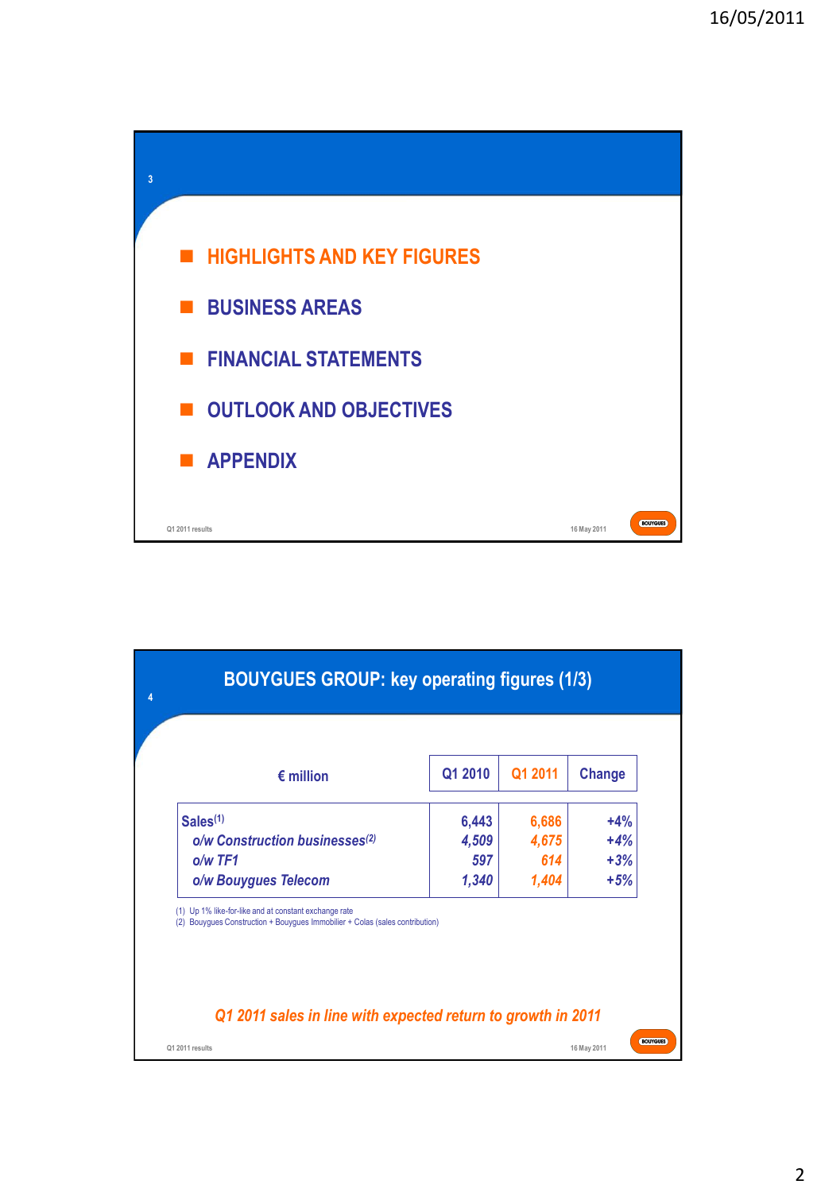- HIGHLIGHTS AND KEY FIGURES
- BUSINESS AREAS
- FINANCIAL STATEMENTS
- OUTLOOK AND OBJECTIVES
- APPENDIX

## BOUYGUES GROUP: key operating figures (1/3)

| € million | Q1 2010 | Q1 2011 | Change |
|---|---|---|---|
| Sales[1] | 6,443 | 6,686 | +4% |
| *o/w Construction businesses[2]* | *4,509* | *4,675* | *+4%* |
| *o/w TF1* | *597* | *614* | *+3%* |
| *o/w Bouygues Telecom* | *1,340* | *1,404* | *+5%* |

(1) Up 1% like-for-like and at constant exchange rate
(2) Bouygues Construction + Bouygues Immobilier + Colas (sales contribution)

*Q1 2011 sales in line with expected return to growth in 2011*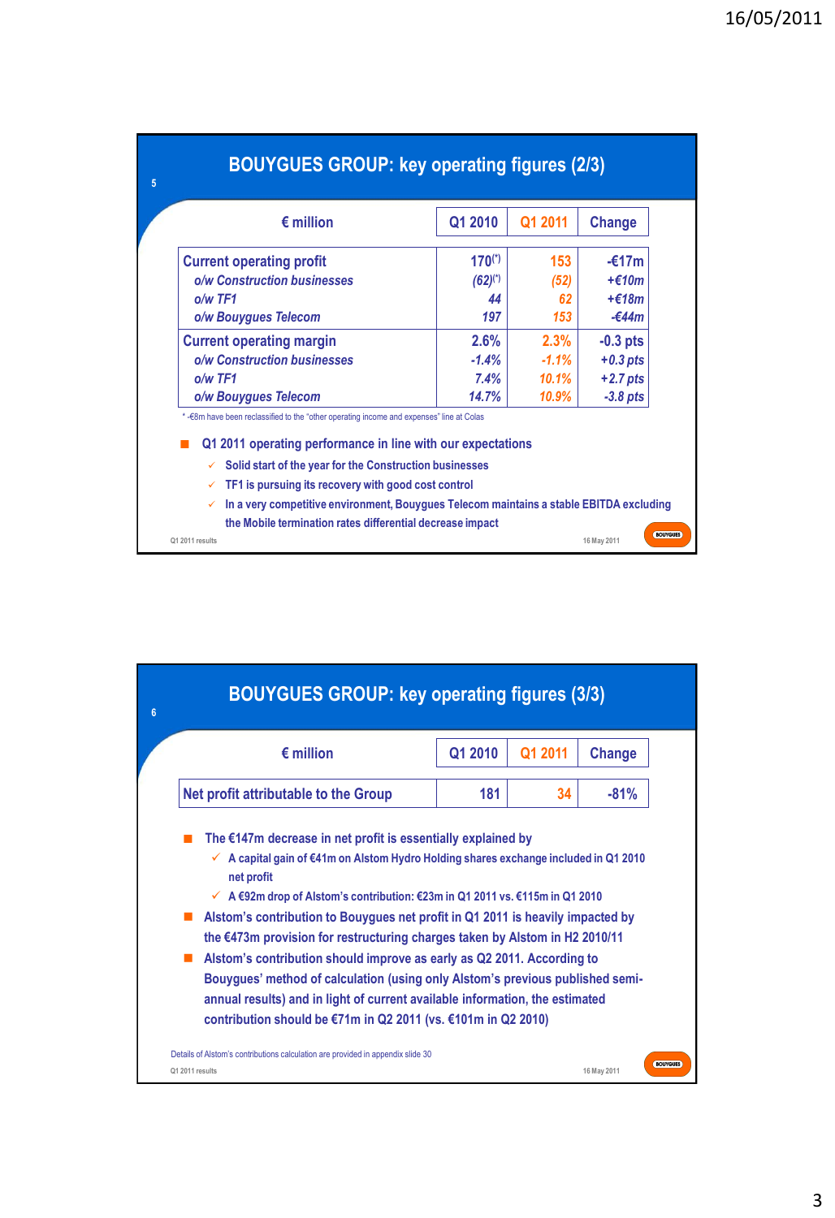## BOUYGUES GROUP: key operating figures (2/3)

| € million | Q1 2010 | Q1 2011 | Change |
|---|---|---|---|
| **Current operating profit** | 170(*) | 153 | -€17m |
| *o/w Construction businesses* | *(62)(*)* | *(52)* | *+€10m* |
| *o/w TF1* | *44* | *62* | *+€18m* |
| *o/w Bouygues Telecom* | *197* | *153* | *-€44m* |
| **Current operating margin** | 2.6% | 2.3% | -0.3 pts |
| *o/w Construction businesses* | *-1.4%* | *-1.1%* | *+0.3 pts* |
| *o/w TF1* | *7.4%* | *10.1%* | *+2.7 pts* |
| *o/w Bouygues Telecom* | *14.7%* | *10.9%* | *-3.8 pts* |

\* -€8m have been reclassified to the "other operating income and expenses" line at Colas

- Q1 2011 operating performance in line with our expectations
  - ✓ Solid start of the year for the Construction businesses
  - ✓ TF1 is pursuing its recovery with good cost control
  - ✓ In a very competitive environment, Bouygues Telecom maintains a stable EBITDA excluding the Mobile termination rates differential decrease impact

## BOUYGUES GROUP: key operating figures (3/3)

| € million | Q1 2010 | Q1 2011 | Change |
|---|---|---|---|
| Net profit attributable to the Group | 181 | 34 | -81% |

- The €147m decrease in net profit is essentially explained by
  - ✓ A capital gain of €41m on Alstom Hydro Holding shares exchange included in Q1 2010 net profit
  - ✓ A €92m drop of Alstom's contribution: €23m in Q1 2011 vs. €115m in Q1 2010
- Alstom's contribution to Bouygues net profit in Q1 2011 is heavily impacted by the €473m provision for restructuring charges taken by Alstom in H2 2010/11
- Alstom's contribution should improve as early as Q2 2011. According to Bouygues' method of calculation (using only Alstom's previous published semi-annual results) and in light of current available information, the estimated contribution should be €71m in Q2 2011 (vs. €101m in Q2 2010)

Details of Alstom's contributions calculation are provided in appendix slide 30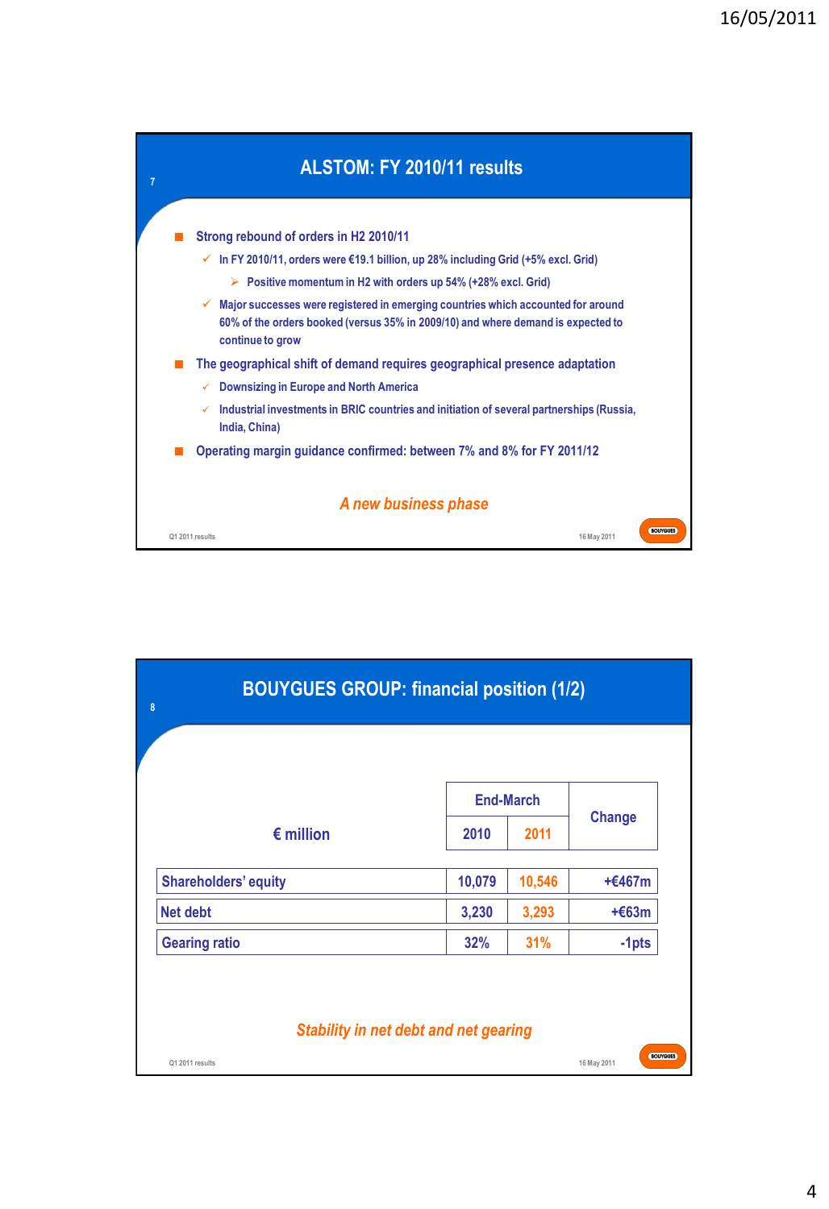## ALSTOM: FY 2010/11 results

- Strong rebound of orders in H2 2010/11
  - In FY 2010/11, orders were €19.1 billion, up 28% including Grid (+5% excl. Grid)
    - Positive momentum in H2 with orders up 54% (+28% excl. Grid)
  - Major successes were registered in emerging countries which accounted for around 60% of the orders booked (versus 35% in 2009/10) and where demand is expected to continue to grow
- The geographical shift of demand requires geographical presence adaptation
  - Downsizing in Europe and North America
  - Industrial investments in BRIC countries and initiation of several partnerships (Russia, India, China)
- Operating margin guidance confirmed: between 7% and 8% for FY 2011/12

*A new business phase*

## BOUYGUES GROUP: financial position (1/2)

| € million | End-March 2010 | End-March 2011 | Change |
|---|---|---|---|
| Shareholders' equity | 10,079 | 10,546 | +€467m |
| Net debt | 3,230 | 3,293 | +€63m |
| Gearing ratio | 32% | 31% | -1pts |

*Stability in net debt and net gearing*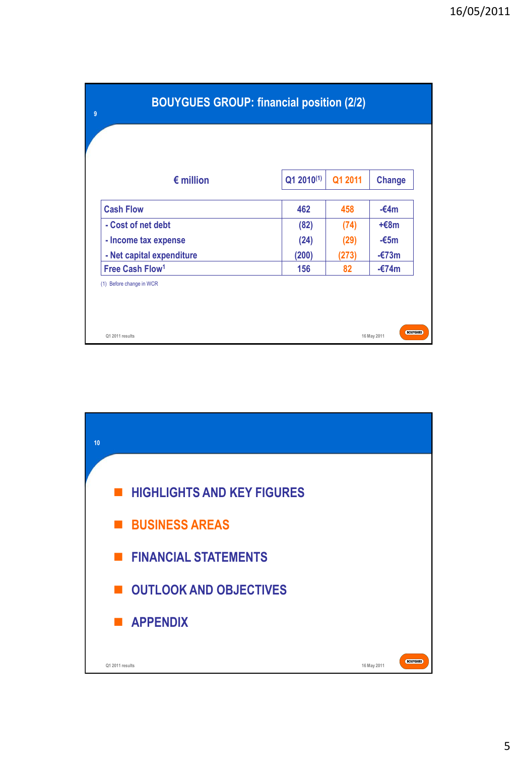## BOUYGUES GROUP: financial position (2/2)

| € million | Q1 2010[1] | Q1 2011 | Change |
|---|---|---|---|
| Cash Flow | 462 | 458 | -€4m |
| - Cost of net debt | (82) | (74) | +€8m |
| - Income tax expense | (24) | (29) | -€5m |
| - Net capital expenditure | (200) | (273) | -€73m |
| Free Cash Flow[1] | 156 | 82 | -€74m |

(1) Before change in WCR

Q1 2011 results — 16 May 2011

---

- HIGHLIGHTS AND KEY FIGURES
- BUSINESS AREAS
- FINANCIAL STATEMENTS
- OUTLOOK AND OBJECTIVES
- APPENDIX

Q1 2011 results — 16 May 2011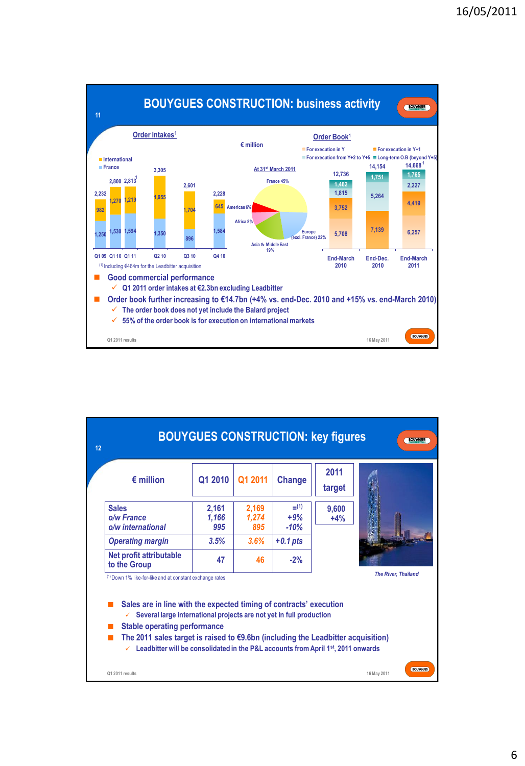## BOUYGUES CONSTRUCTION: business activity

**Order intakes[1]** — € million

| | Q1 09 | Q1 10 | Q1 11 | Q2 10 | Q3 10 | Q4 10 |
|---|---|---|---|---|---|---|
| International | 982 | 1,270 | 1,219 | 1,955 | 1,704 | 645 |
| France | 1,250 | 1,530 | 1,594 | 1,350 | 896 | 1,584 |
| Total | 2,232 | 2,800 | 2,813[1] | 3,305 | 2,601 | 2,228 |

(1) Including €464m for the Leadbitter acquisition

**At 31st March 2011**: France 45%, Europe (excl. France) 22%, Asia & Middle East 19%, Africa 8%, Americas 6%

**Order Book[1]**

| | End-March 2010 | End-Dec. 2010 | End-March 2011 |
|---|---|---|---|
| For execution in Y | 5,708 | 7,139 | 6,257 |
| For execution in Y+1 | 3,752 | | 4,419 |
| For execution from Y+2 to Y+5 | 1,815 | 5,264 | 2,227 |
| Long-term O.B (beyond Y+5) | 1,462 | 1,751 | 1,765 |
| Total | 12,736 | 14,154 | 14,668[1] |

- **Good commercial performance**
  - ✓ Q1 2011 order intakes at €2.3bn excluding Leadbitter
- **Order book further increasing to €14.7bn (+4% vs. end-Dec. 2010 and +15% vs. end-March 2010)**
  - ✓ The order book does not yet include the Balard project
  - ✓ 55% of the order book is for execution on international markets

## BOUYGUES CONSTRUCTION: key figures

| € million | Q1 2010 | Q1 2011 | Change | 2011 target |
|---|---|---|---|---|
| Sales | 2,161 | 2,169 | =[(1)] | 9,600 |
| *o/w France* | *1,166* | *1,274* | *+9%* | +4% |
| *o/w international* | *995* | *895* | *-10%* | |
| *Operating margin* | *3.5%* | *3.6%* | *+0.1 pts* | |
| Net profit attributable to the Group | 47 | 46 | -2% | |

(1) Down 1% like-for-like and at constant exchange rates

*The River, Thailand*

- **Sales are in line with the expected timing of contracts' execution**
  - ✓ Several large international projects are not yet in full production
- **Stable operating performance**
- **The 2011 sales target is raised to €9.6bn (including the Leadbitter acquisition)**
  - ✓ Leadbitter will be consolidated in the P&L accounts from April 1st, 2011 onwards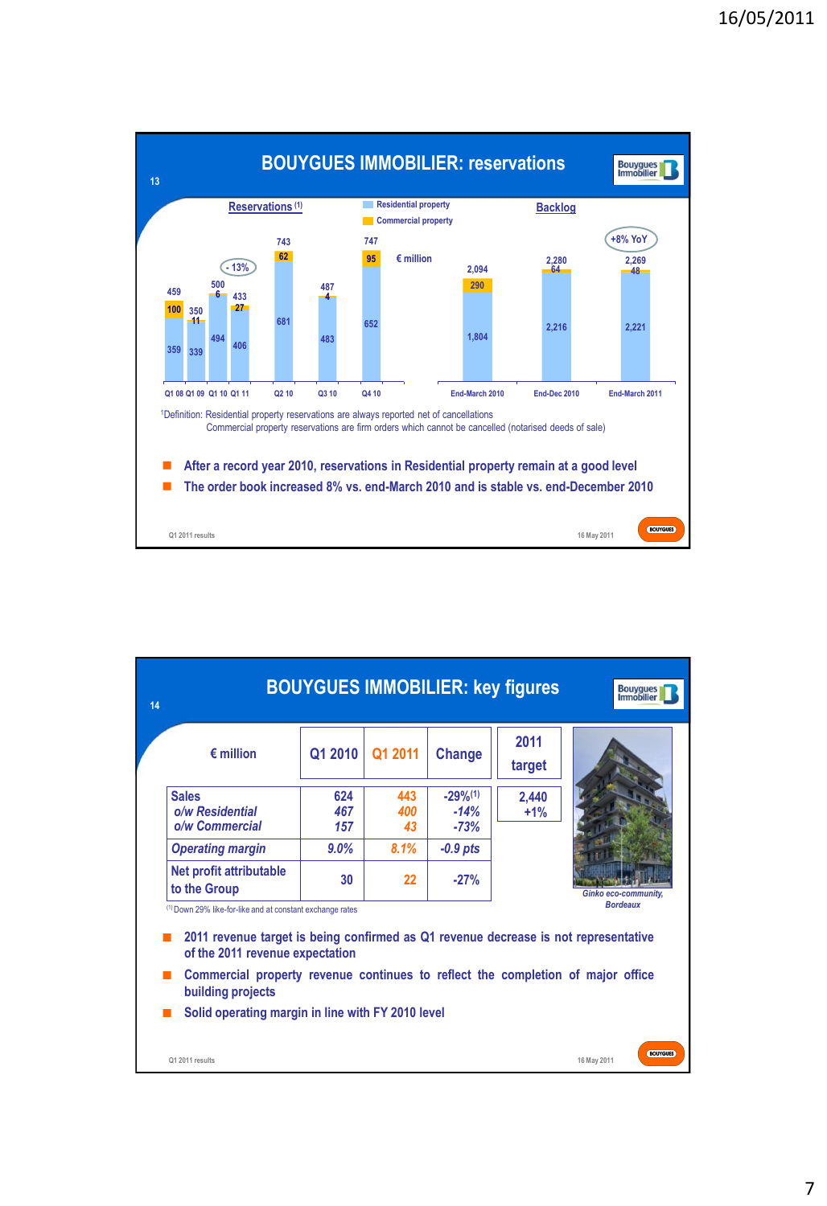## BOUYGUES IMMOBILIER: reservations

**Reservations** [(1)]

- Residential property
- Commercial property

€ million

| | Q1 08 | Q1 09 | Q1 10 | Q1 11 | Q2 10 | Q3 10 | Q4 10 |
|---|---|---|---|---|---|---|---|
| Residential property | 359 | 339 | 494 | 406 | 681 | 483 | 652 |
| Commercial property | 100 | 11 | 6 | 27 | 62 | 4 | 95 |
| Total | 459 | 350 | 500 | 433 | 743 | 487 | 747 |

- 13%

**Backlog**

| | End-March 2010 | End-Dec 2010 | End-March 2011 |
|---|---|---|---|
| Residential property | 1,804 | 2,216 | 2,221 |
| Commercial property | 290 | 64 | 48 |
| Total | 2,094 | 2,280 | 2,269 |

+8% YoY

[1]Definition: Residential property reservations are always reported net of cancellations
Commercial property reservations are firm orders which cannot be cancelled (notarised deeds of sale)

- After a record year 2010, reservations in Residential property remain at a good level
- The order book increased 8% vs. end-March 2010 and is stable vs. end-December 2010

## BOUYGUES IMMOBILIER: key figures

| € million | Q1 2010 | Q1 2011 | Change | 2011 target |
|---|---|---|---|---|
| Sales | 624 | 443 | -29%[1] | 2,440 +1% |
| *o/w Residential* | *467* | *400* | *-14%* | |
| *o/w Commercial* | *157* | *43* | *-73%* | |
| *Operating margin* | *9.0%* | *8.1%* | *-0.9 pts* | |
| Net profit attributable to the Group | 30 | 22 | -27% | |

[(1)] Down 29% like-for-like and at constant exchange rates

*Ginko eco-community, Bordeaux*

- 2011 revenue target is being confirmed as Q1 revenue decrease is not representative of the 2011 revenue expectation
- Commercial property revenue continues to reflect the completion of major office building projects
- Solid operating margin in line with FY 2010 level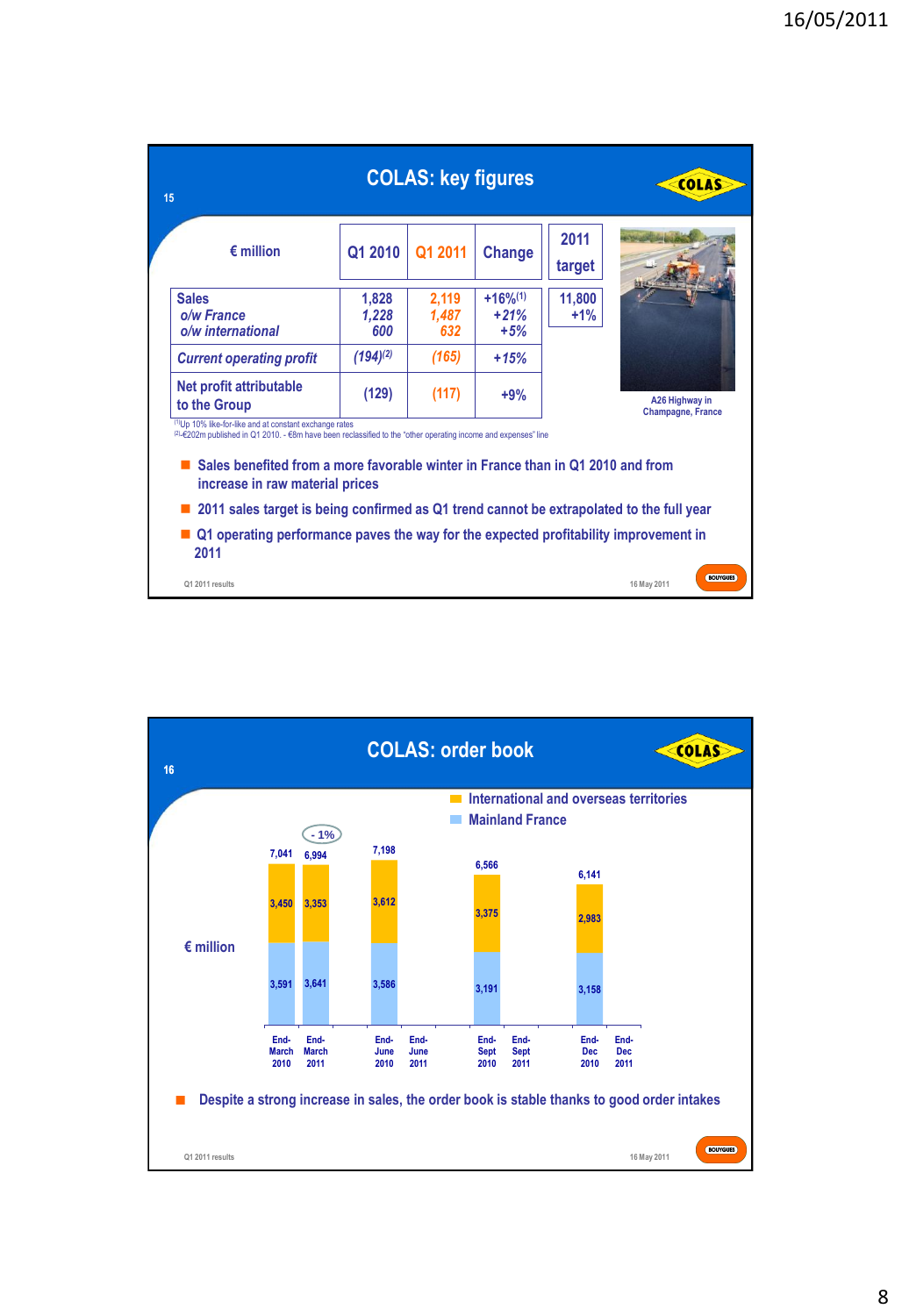## COLAS: key figures

| € million | Q1 2010 | Q1 2011 | Change | 2011 target |
|---|---|---|---|---|
| Sales | 1,828 | 2,119 | +16%[1] | 11,800 |
| *o/w France* | *1,228* | *1,487* | *+21%* | +1% |
| *o/w international* | *600* | *632* | *+5%* | |
| *Current operating profit* | *(194)*[2] | *(165)* | *+15%* | |
| Net profit attributable to the Group | (129) | (117) | +9% | |

[1] Up 10% like-for-like and at constant exchange rates
[2] -€202m published in Q1 2010. - €8m have been reclassified to the "other operating income and expenses" line

A26 Highway in Champagne, France

- Sales benefited from a more favorable winter in France than in Q1 2010 and from increase in raw material prices
- 2011 sales target is being confirmed as Q1 trend cannot be extrapolated to the full year
- Q1 operating performance paves the way for the expected profitability improvement in 2011

## COLAS: order book

€ million

| | End-March 2010 | End-March 2011 | End-June 2010 | End-June 2011 | End-Sept 2010 | End-Sept 2011 | End-Dec 2010 | End-Dec 2011 |
|---|---|---|---|---|---|---|---|---|
| International and overseas territories | 3,450 | 3,353 | 3,612 | | 3,375 | | 2,983 | |
| Mainland France | 3,591 | 3,641 | 3,586 | | 3,191 | | 3,158 | |
| Total | 7,041 | 6,994 (- 1%) | 7,198 | | 6,566 | | 6,141 | |

- Despite a strong increase in sales, the order book is stable thanks to good order intakes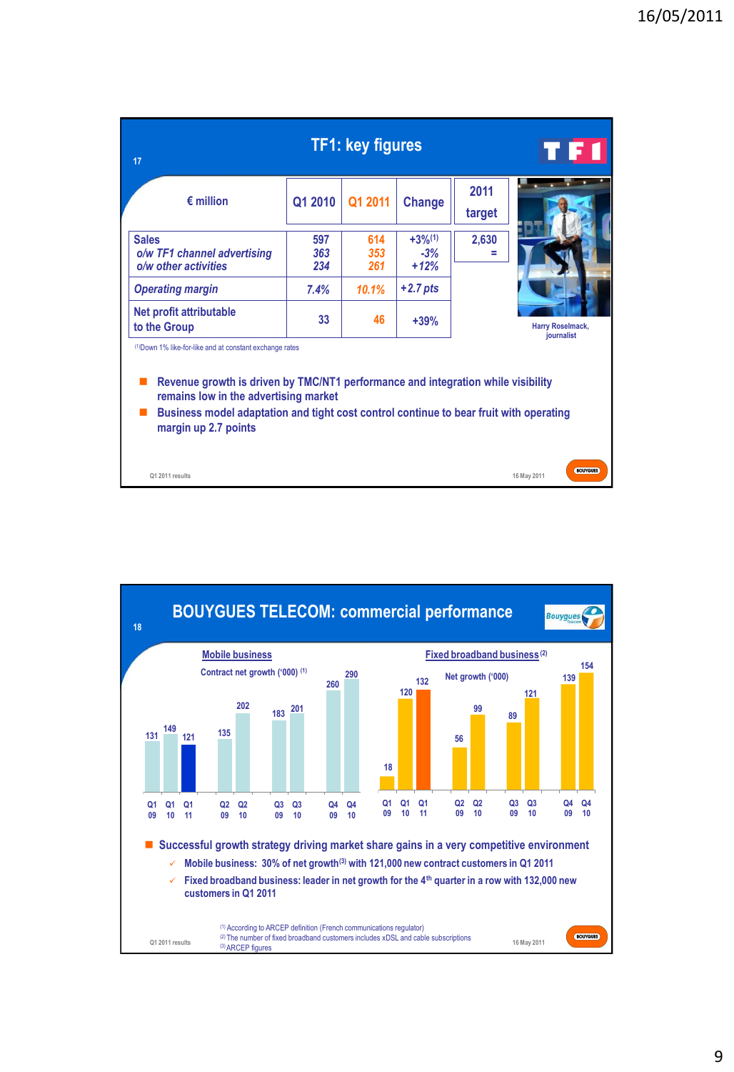## TF1: key figures

| € million | Q1 2010 | Q1 2011 | Change | 2011 target |
|---|---|---|---|---|
| Sales | 597 | 614 | +3%(1) | 2,630 |
| *o/w TF1 channel advertising* | *363* | *353* | *-3%* | = |
| *o/w other activities* | *234* | *261* | *+12%* | |
| *Operating margin* | *7.4%* | *10.1%* | *+2.7 pts* | |
| Net profit attributable to the Group | 33 | 46 | +39% | |

(1) Down 1% like-for-like and at constant exchange rates

Harry Roselmack, journalist

- Revenue growth is driven by TMC/NT1 performance and integration while visibility remains low in the advertising market
- Business model adaptation and tight cost control continue to bear fruit with operating margin up 2.7 points

Q1 2011 results — 16 May 2011

## BOUYGUES TELECOM: commercial performance

**Mobile business** — Contract net growth ('000) (1)

| Q1 09 | Q1 10 | Q1 11 | Q2 09 | Q2 10 | Q3 09 | Q3 10 | Q4 09 | Q4 10 |
|---|---|---|---|---|---|---|---|---|
| 131 | 149 | 121 | 135 | 202 | 183 | 201 | 260 | 290 |

**Fixed broadband business** (2) — Net growth ('000)

| Q1 09 | Q1 10 | Q1 11 | Q2 09 | Q2 10 | Q3 09 | Q3 10 | Q4 09 | Q4 10 |
|---|---|---|---|---|---|---|---|---|
| 18 | 120 | 132 | 56 | 99 | 89 | 121 | 139 | 154 |

- Successful growth strategy driving market share gains in a very competitive environment
  - ✓ Mobile business: 30% of net growth(3) with 121,000 new contract customers in Q1 2011
  - ✓ Fixed broadband business: leader in net growth for the 4th quarter in a row with 132,000 new customers in Q1 2011

(1) According to ARCEP definition (French communications regulator)
(2) The number of fixed broadband customers includes xDSL and cable subscriptions
(3) ARCEP figures

Q1 2011 results — 16 May 2011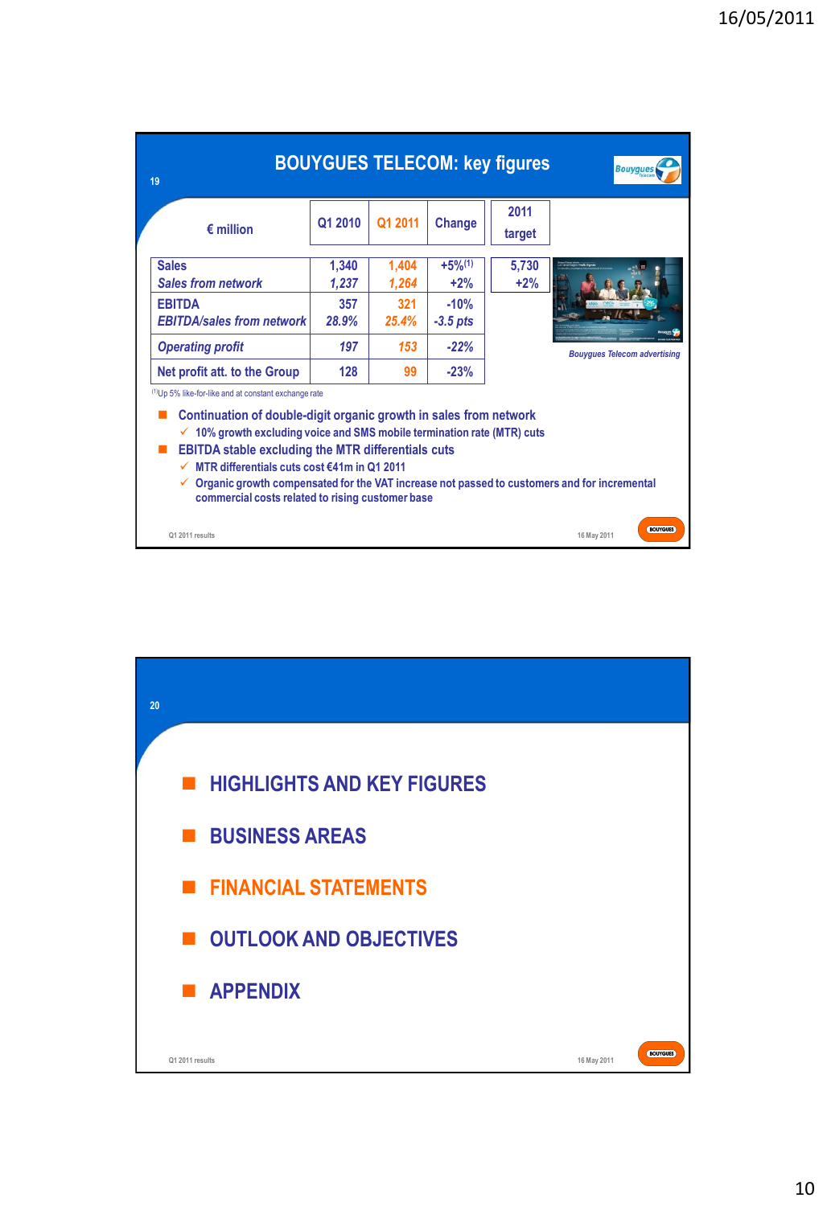## BOUYGUES TELECOM: key figures

| € million | Q1 2010 | Q1 2011 | Change | 2011 target |
|---|---|---|---|---|
| Sales | 1,340 | 1,404 | +5%[1] | 5,730 |
| *Sales from network* | *1,237* | *1,264* | +2% | +2% |
| EBITDA | 357 | 321 | -10% | |
| *EBITDA/sales from network* | *28.9%* | *25.4%* | *-3.5 pts* | |
| *Operating profit* | *197* | *153* | -22% | |
| Net profit att. to the Group | 128 | 99 | -23% | |

[1] Up 5% like-for-like and at constant exchange rate

*Bouygues Telecom advertising*

- Continuation of double-digit organic growth in sales from network
  - ✓ 10% growth excluding voice and SMS mobile termination rate (MTR) cuts
- EBITDA stable excluding the MTR differentials cuts
  - ✓ MTR differentials cuts cost €41m in Q1 2011
  - ✓ Organic growth compensated for the VAT increase not passed to customers and for incremental commercial costs related to rising customer base

Q1 2011 results — 16 May 2011

---

- HIGHLIGHTS AND KEY FIGURES
- BUSINESS AREAS
- FINANCIAL STATEMENTS
- OUTLOOK AND OBJECTIVES
- APPENDIX

Q1 2011 results — 16 May 2011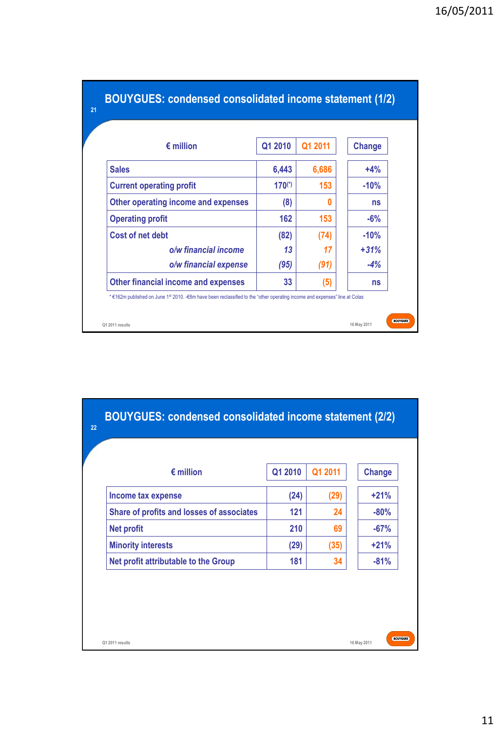## BOUYGUES: condensed consolidated income statement (1/2)

| € million | Q1 2010 | Q1 2011 | Change |
|---|---|---|---|
| Sales | 6,443 | 6,686 | +4% |
| Current operating profit | 170(*) | 153 | -10% |
| Other operating income and expenses | (8) | 0 | ns |
| Operating profit | 162 | 153 | -6% |
| Cost of net debt | (82) | (74) | -10% |
| *o/w financial income* | *13* | *17* | *+31%* |
| *o/w financial expense* | *(95)* | *(91)* | *-4%* |
| Other financial income and expenses | 33 | (5) | ns |

\* €162m published on June 1st 2010. -€8m have been reclassified to the "other operating income and expenses" line at Colas

Q1 2011 results — 16 May 2011

## BOUYGUES: condensed consolidated income statement (2/2)

| € million | Q1 2010 | Q1 2011 | Change |
|---|---|---|---|
| Income tax expense | (24) | (29) | +21% |
| Share of profits and losses of associates | 121 | 24 | -80% |
| Net profit | 210 | 69 | -67% |
| Minority interests | (29) | (35) | +21% |
| Net profit attributable to the Group | 181 | 34 | -81% |

Q1 2011 results — 16 May 2011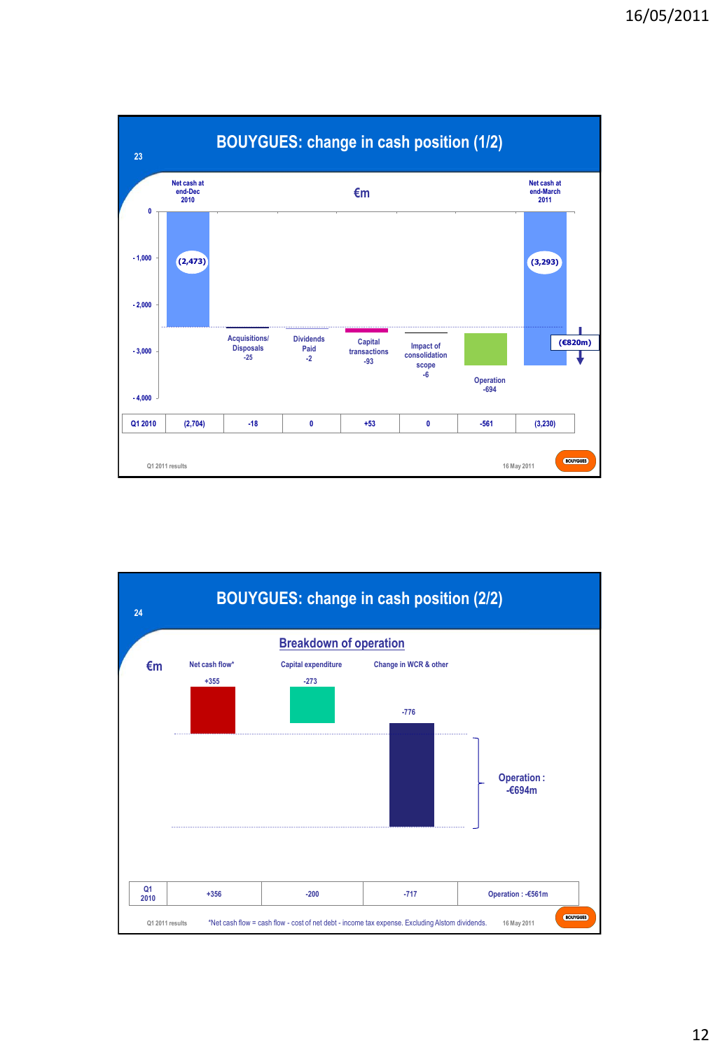## BOUYGUES: change in cash position (1/2)

€m

| | Net cash at end-Dec 2010 | Acquisitions/ Disposals | Dividends Paid | Capital transactions | Impact of consolidation scope | Operation | Net cash at end-March 2011 |
|---|---|---|---|---|---|---|---|
| Q1 2011 | (2,473) | -25 | -2 | -93 | -6 | -694 | (3,293) |
| Q1 2010 | (2,704) | -18 | 0 | +53 | 0 | -561 | (3,230) |

(€820m)

Q1 2011 results — 16 May 2011

## BOUYGUES: change in cash position (2/2)

### Breakdown of operation

€m

| | Net cash flow* | Capital expenditure | Change in WCR & other | |
|---|---|---|---|---|
| Q1 2011 | +355 | -273 | -776 | Operation : -€694m |
| Q1 2010 | +356 | -200 | -717 | Operation : -€561m |

*Net cash flow = cash flow - cost of net debt - income tax expense. Excluding Alstom dividends.

Q1 2011 results — 16 May 2011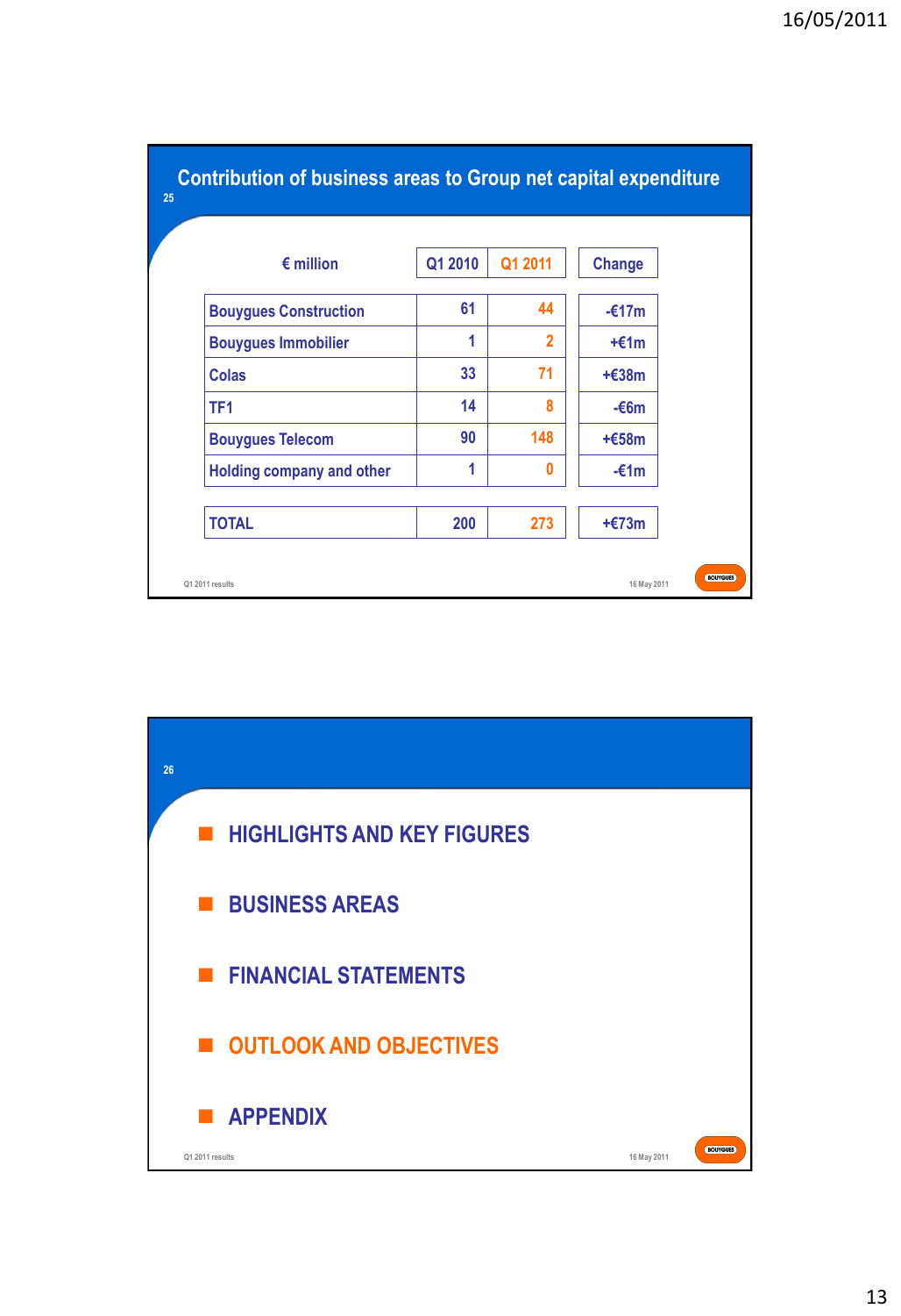## Contribution of business areas to Group net capital expenditure

| € million | Q1 2010 | Q1 2011 | Change |
|---|---|---|---|
| Bouygues Construction | 61 | 44 | -€17m |
| Bouygues Immobilier | 1 | 2 | +€1m |
| Colas | 33 | 71 | +€38m |
| TF1 | 14 | 8 | -€6m |
| Bouygues Telecom | 90 | 148 | +€58m |
| Holding company and other | 1 | 0 | -€1m |
| TOTAL | 200 | 273 | +€73m |

Q1 2011 results — 16 May 2011

---

- HIGHLIGHTS AND KEY FIGURES
- BUSINESS AREAS
- FINANCIAL STATEMENTS
- OUTLOOK AND OBJECTIVES
- APPENDIX

Q1 2011 results — 16 May 2011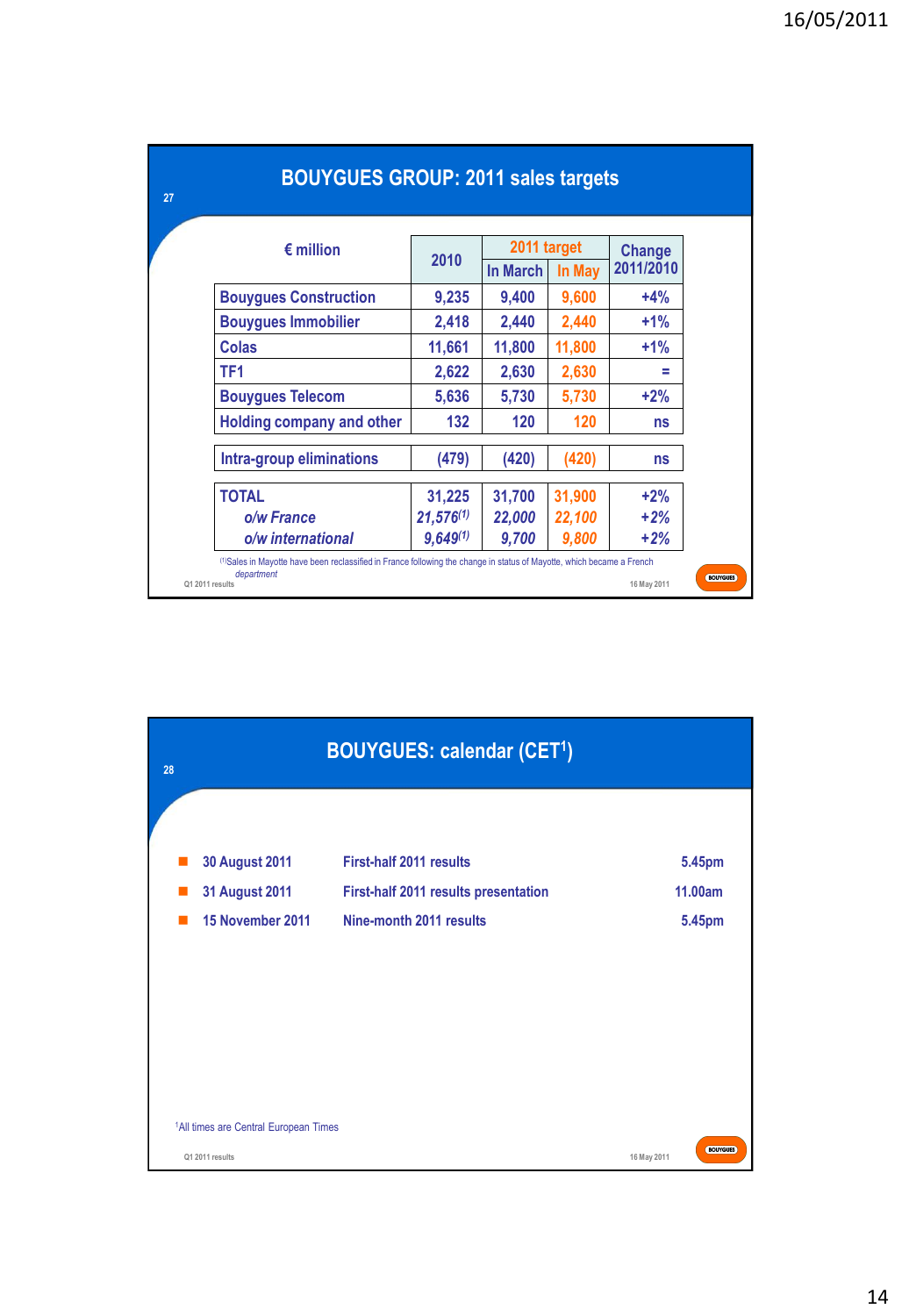## BOUYGUES GROUP: 2011 sales targets

| € million | 2010 | 2011 target | | Change 2011/2010 |
|---|---|---|---|---|
| | | In March | In May | |
| Bouygues Construction | 9,235 | 9,400 | 9,600 | +4% |
| Bouygues Immobilier | 2,418 | 2,440 | 2,440 | +1% |
| Colas | 11,661 | 11,800 | 11,800 | +1% |
| TF1 | 2,622 | 2,630 | 2,630 | = |
| Bouygues Telecom | 5,636 | 5,730 | 5,730 | +2% |
| Holding company and other | 132 | 120 | 120 | ns |
| Intra-group eliminations | (479) | (420) | (420) | ns |
| TOTAL | 31,225 | 31,700 | 31,900 | +2% |
| *o/w France* | *21,576*[1] | *22,000* | *22,100* | +2% |
| *o/w international* | *9,649*[1] | *9,700* | *9,800* | +2% |

[1] Sales in Mayotte have been reclassified in France following the change in status of Mayotte, which became a French *department*

Q1 2011 results — 16 May 2011

## BOUYGUES: calendar (CET[1])

- **30 August 2011** — First-half 2011 results — 5.45pm
- **31 August 2011** — First-half 2011 results presentation — 11.00am
- **15 November 2011** — Nine-month 2011 results — 5.45pm

[1] All times are Central European Times

Q1 2011 results — 16 May 2011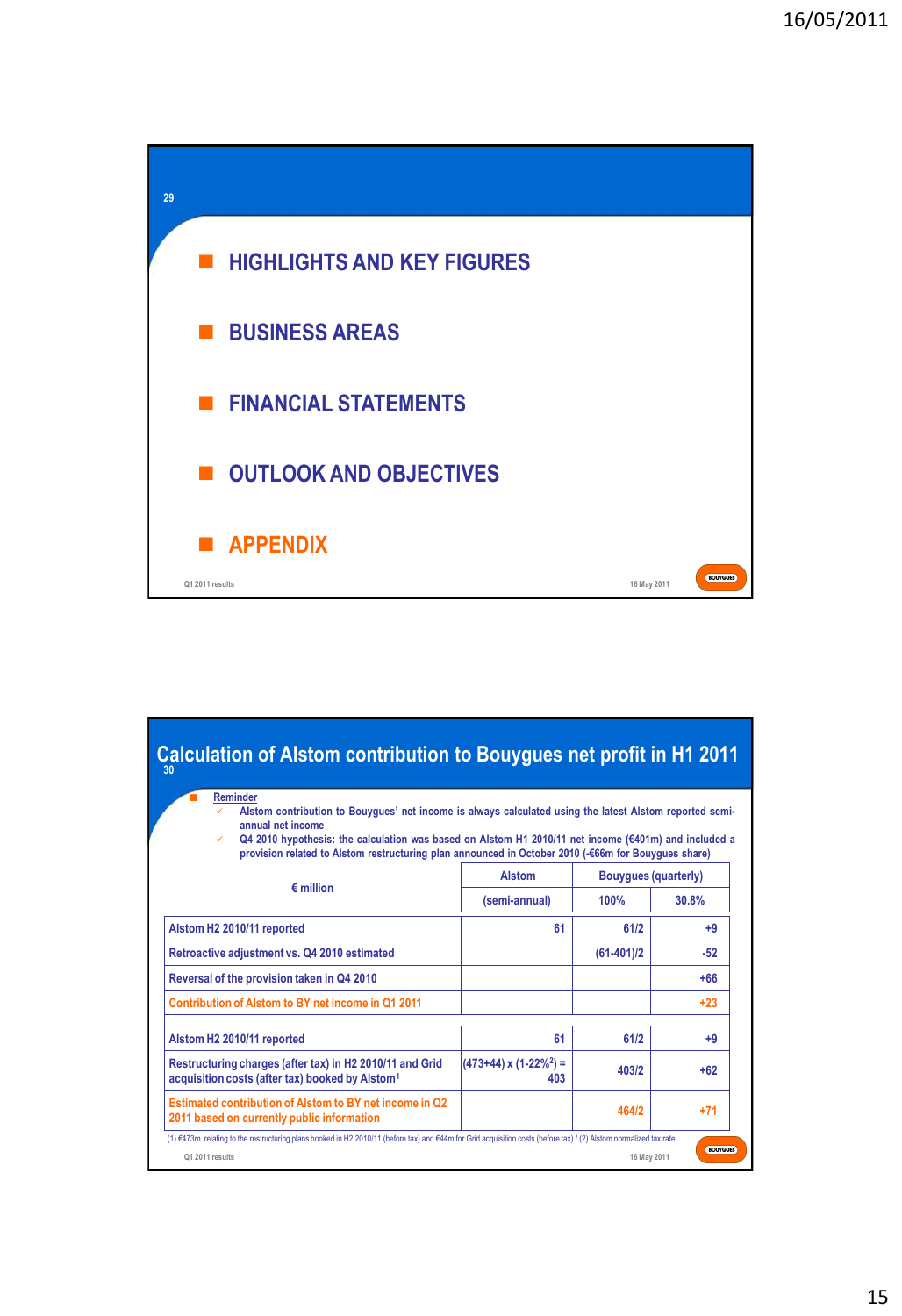- HIGHLIGHTS AND KEY FIGURES
- BUSINESS AREAS
- FINANCIAL STATEMENTS
- OUTLOOK AND OBJECTIVES
- APPENDIX

## Calculation of Alstom contribution to Bouygues net profit in H1 2011

- Reminder
  - Alstom contribution to Bouygues' net income is always calculated using the latest Alstom reported semi-annual net income
  - Q4 2010 hypothesis: the calculation was based on Alstom H1 2010/11 net income (€401m) and included a provision related to Alstom restructuring plan announced in October 2010 (-€66m for Bouygues share)

| € million | Alstom | Bouygues (quarterly) | |
|---|---|---|---|
| | (semi-annual) | 100% | 30.8% |
| Alstom H2 2010/11 reported | 61 | 61/2 | +9 |
| Retroactive adjustment vs. Q4 2010 estimated | | (61-401)/2 | -52 |
| Reversal of the provision taken in Q4 2010 | | | +66 |
| Contribution of Alstom to BY net income in Q1 2011 | | | +23 |
| | | | |
| Alstom H2 2010/11 reported | 61 | 61/2 | +9 |
| Restructuring charges (after tax) in H2 2010/11 and Grid acquisition costs (after tax) booked by Alstom[1] | (473+44) x (1-22%[2]) = 403 | 403/2 | +62 |
| Estimated contribution of Alstom to BY net income in Q2 2011 based on currently public information | | 464/2 | +71 |

(1) €473m relating to the restructuring plans booked in H2 2010/11 (before tax) and €44m for Grid acquisition costs (before tax) / (2) Alstom normalized tax rate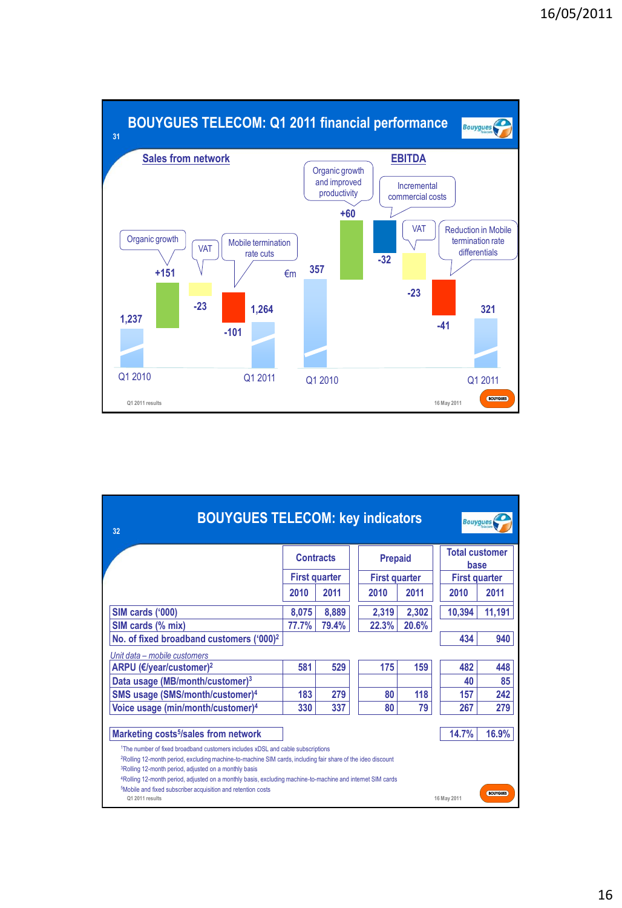## BOUYGUES TELECOM: Q1 2011 financial performance

### Sales from network

€m

| | Q1 2010 | Organic growth | VAT | Mobile termination rate cuts | Q1 2011 |
|---|---|---|---|---|---|
| Sales from network | 1,237 | +151 | -23 | -101 | 1,264 |

### EBITDA

| | Q1 2010 | Organic growth and improved productivity | Incremental commercial costs | VAT | Reduction in Mobile termination rate differentials | Q1 2011 |
|---|---|---|---|---|---|---|
| EBITDA | 357 | +60 | -32 | -23 | -41 | 321 |

## BOUYGUES TELECOM: key indicators

| | Contracts | | Prepaid | | Total customer base | |
|---|---|---|---|---|---|---|
| | First quarter | | First quarter | | First quarter | |
| | 2010 | 2011 | 2010 | 2011 | 2010 | 2011 |
| SIM cards ('000) | 8,075 | 8,889 | 2,319 | 2,302 | 10,394 | 11,191 |
| SIM cards (% mix) | 77.7% | 79.4% | 22.3% | 20.6% | | |
| No. of fixed broadband customers ('000)[2] | | | | | 434 | 940 |
| *Unit data – mobile customers* | | | | | | |
| ARPU (€/year/customer)[2] | 581 | 529 | 175 | 159 | 482 | 448 |
| Data usage (MB/month/customer)[3] | | | | | 40 | 85 |
| SMS usage (SMS/month/customer)[4] | 183 | 279 | 80 | 118 | 157 | 242 |
| Voice usage (min/month/customer)[4] | 330 | 337 | 80 | 79 | 267 | 279 |
| Marketing costs[5]/sales from network | | | | | 14.7% | 16.9% |

[1]The number of fixed broadband customers includes xDSL and cable subscriptions
[2]Rolling 12-month period, excluding machine-to-machine SIM cards, including fair share of the ideo discount
[3]Rolling 12-month period, adjusted on a monthly basis
[4]Rolling 12-month period, adjusted on a monthly basis, excluding machine-to-machine and internet SIM cards
[5]Mobile and fixed subscriber acquisition and retention costs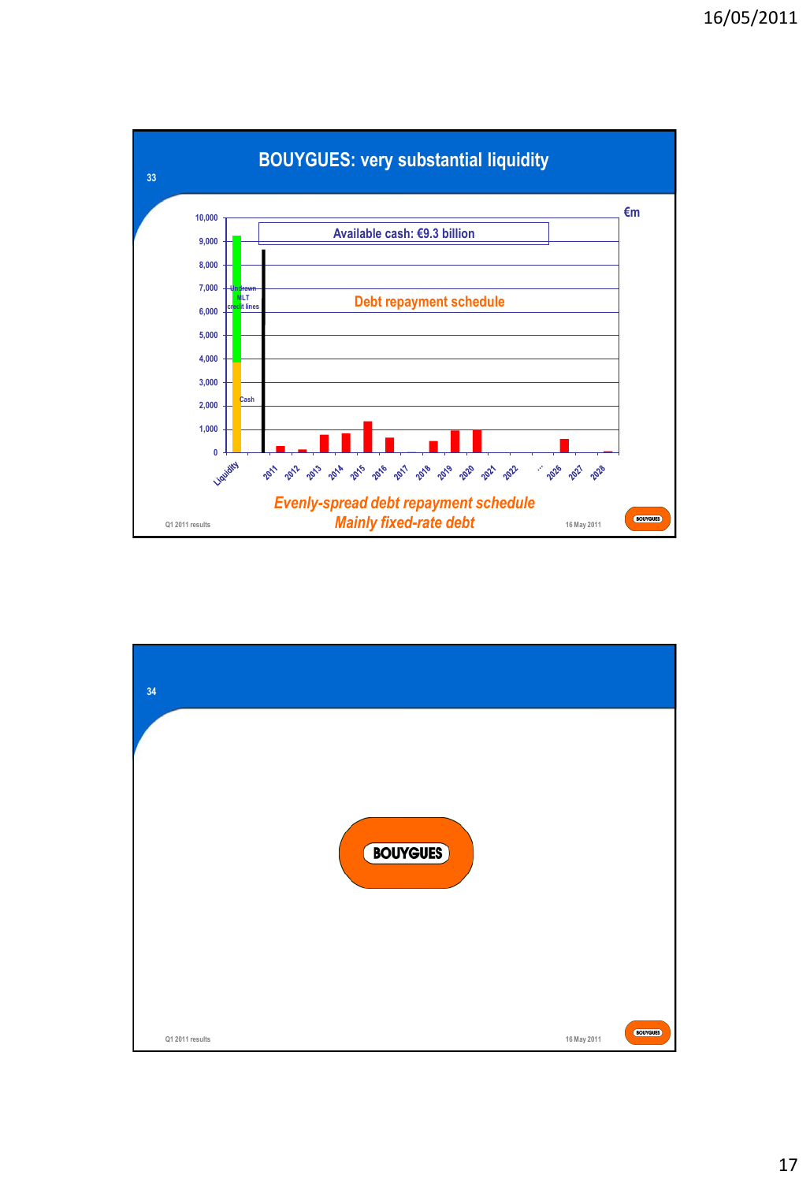# BOUYGUES: very substantial liquidity

€m

Available cash: €9.3 billion

Debt repayment schedule

10,000
9,000
8,000
7,000
6,000
5,000
4,000
3,000
2,000
1,000
0

Undrawn MLT credit lines

Cash

Liquidity, 2011, 2012, 2013, 2014, 2015, 2016, 2017, 2018, 2019, 2020, 2021, 2022, ..., 2026, 2027, 2028

*Evenly-spread debt repayment schedule*
*Mainly fixed-rate debt*

Q1 2011 results — 16 May 2011

BOUYGUES

---

BOUYGUES

Q1 2011 results — 16 May 2011